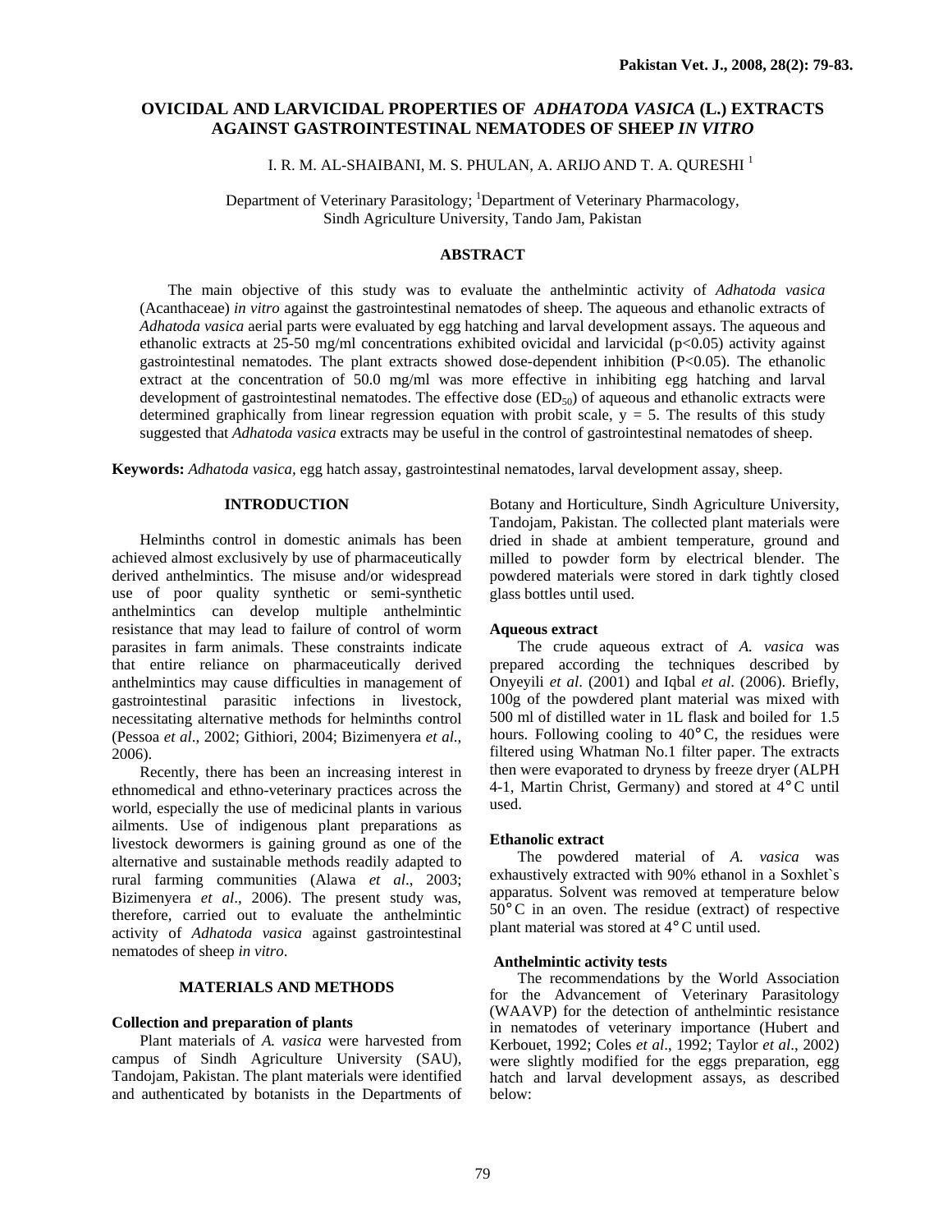# OVICIDAL AND LARVICIDAL PROPERTIES OF *ADHATODA VASICA* (L.) EXTRACTS AGAINST GASTROINTESTINAL NEMATODES OF SHEEP *IN VITRO*

I. R. M. AL-SHAIBANI, M. S. PHULAN, A. ARIJO AND T. A. QURESHI [1]

Department of Veterinary Parasitology; [1]Department of Veterinary Pharmacology, Sindh Agriculture University, Tando Jam, Pakistan

## ABSTRACT

The main objective of this study was to evaluate the anthelmintic activity of *Adhatoda vasica* (Acanthaceae) *in vitro* against the gastrointestinal nematodes of sheep. The aqueous and ethanolic extracts of *Adhatoda vasica* aerial parts were evaluated by egg hatching and larval development assays. The aqueous and ethanolic extracts at 25-50 mg/ml concentrations exhibited ovicidal and larvicidal ($p<0.05$) activity against gastrointestinal nematodes. The plant extracts showed dose-dependent inhibition ($P<0.05$). The ethanolic extract at the concentration of 50.0 mg/ml was more effective in inhibiting egg hatching and larval development of gastrointestinal nematodes. The effective dose ($ED_{50}$) of aqueous and ethanolic extracts were determined graphically from linear regression equation with probit scale, $y = 5$. The results of this study suggested that *Adhatoda vasica* extracts may be useful in the control of gastrointestinal nematodes of sheep.

**Keywords:** *Adhatoda vasica,* egg hatch assay, gastrointestinal nematodes, larval development assay, sheep.

## INTRODUCTION

Helminths control in domestic animals has been achieved almost exclusively by use of pharmaceutically derived anthelmintics. The misuse and/or widespread use of poor quality synthetic or semi-synthetic anthelmintics can develop multiple anthelmintic resistance that may lead to failure of control of worm parasites in farm animals. These constraints indicate that entire reliance on pharmaceutically derived anthelmintics may cause difficulties in management of gastrointestinal parasitic infections in livestock, necessitating alternative methods for helminths control (Pessoa *et al*., 2002; Githiori, 2004; Bizimenyera *et al*., 2006).

Recently, there has been an increasing interest in ethnomedical and ethno-veterinary practices across the world, especially the use of medicinal plants in various ailments. Use of indigenous plant preparations as livestock dewormers is gaining ground as one of the alternative and sustainable methods readily adapted to rural farming communities (Alawa *et al*., 2003; Bizimenyera *et al*., 2006). The present study was, therefore, carried out to evaluate the anthelmintic activity of *Adhatoda vasica* against gastrointestinal nematodes of sheep *in vitro*.

## MATERIALS AND METHODS

### Collection and preparation of plants

Plant materials of *A. vasica* were harvested from campus of Sindh Agriculture University (SAU), Tandojam, Pakistan. The plant materials were identified and authenticated by botanists in the Departments of Botany and Horticulture, Sindh Agriculture University, Tandojam, Pakistan. The collected plant materials were dried in shade at ambient temperature, ground and milled to powder form by electrical blender. The powdered materials were stored in dark tightly closed glass bottles until used.

### Aqueous extract

The crude aqueous extract of *A. vasica* was prepared according the techniques described by Onyeyili *et al*. (2001) and Iqbal *et al*. (2006). Briefly, 100g of the powdered plant material was mixed with 500 ml of distilled water in 1L flask and boiled for 1.5 hours. Following cooling to 40°C, the residues were filtered using Whatman No.1 filter paper. The extracts then were evaporated to dryness by freeze dryer (ALPH 4-1, Martin Christ, Germany) and stored at 4°C until used.

### Ethanolic extract

The powdered material of *A. vasica* was exhaustively extracted with 90% ethanol in a Soxhlet`s apparatus. Solvent was removed at temperature below 50°C in an oven. The residue (extract) of respective plant material was stored at 4°C until used.

### Anthelmintic activity tests

The recommendations by the World Association for the Advancement of Veterinary Parasitology (WAAVP) for the detection of anthelmintic resistance in nematodes of veterinary importance (Hubert and Kerbouet, 1992; Coles *et al*., 1992; Taylor *et al*., 2002) were slightly modified for the eggs preparation, egg hatch and larval development assays, as described below: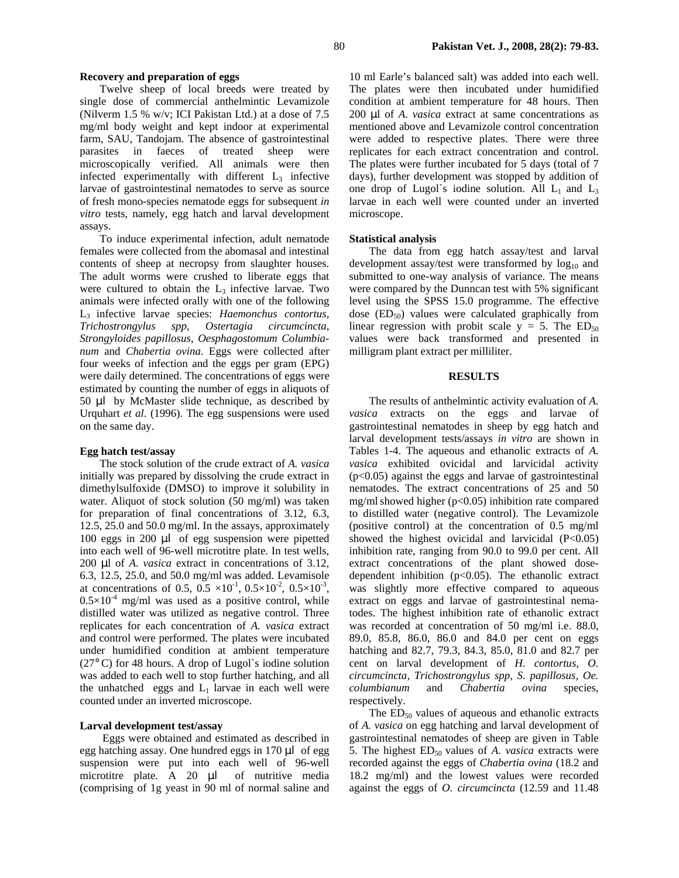**Recovery and preparation of eggs**

Twelve sheep of local breeds were treated by single dose of commercial anthelmintic Levamizole (Nilverm 1.5 % w/v; ICI Pakistan Ltd.) at a dose of 7.5 mg/ml body weight and kept indoor at experimental farm, SAU, Tandojam. The absence of gastrointestinal parasites in faeces of treated sheep were microscopically verified. All animals were then infected experimentally with different $L_3$ infective larvae of gastrointestinal nematodes to serve as source of fresh mono-species nematode eggs for subsequent *in vitro* tests, namely, egg hatch and larval development assays.

To induce experimental infection, adult nematode females were collected from the abomasal and intestinal contents of sheep at necropsy from slaughter houses. The adult worms were crushed to liberate eggs that were cultured to obtain the $L_3$ infective larvae. Two animals were infected orally with one of the following $L_3$ infective larvae species: *Haemonchus contortus*, *Trichostrongylus spp*, *Ostertagia circumcincta*, *Strongyloides papillosus*, *Oesphagostomum Columbia-num* and *Chabertia ovina.* Eggs were collected after four weeks of infection and the eggs per gram (EPG) were daily determined. The concentrations of eggs were estimated by counting the number of eggs in aliquots of 50 μl by McMaster slide technique, as described by Urquhart *et al*. (1996). The egg suspensions were used on the same day.

**Egg hatch test/assay**

The stock solution of the crude extract of *A. vasica* initially was prepared by dissolving the crude extract in dimethylsulfoxide (DMSO) to improve it solubility in water. Aliquot of stock solution (50 mg/ml) was taken for preparation of final concentrations of 3.12, 6.3, 12.5, 25.0 and 50.0 mg/ml. In the assays, approximately 100 eggs in 200 μl of egg suspension were pipetted into each well of 96-well microtitre plate. In test wells, 200 μl of *A. vasica* extract in concentrations of 3.12, 6.3, 12.5, 25.0, and 50.0 mg/ml was added. Levamisole at concentrations of 0.5, $0.5 \times 10^{-1}$, $0.5\times10^{-2}$, $0.5\times10^{-3}$, $0.5\times10^{-4}$ mg/ml was used as a positive control, while distilled water was utilized as negative control. Three replicates for each concentration of *A. vasica* extract and control were performed. The plates were incubated under humidified condition at ambient temperature (27°C) for 48 hours. A drop of Lugol`s iodine solution was added to each well to stop further hatching, and all the unhatched eggs and $L_1$ larvae in each well were counted under an inverted microscope.

**Larval development test/assay**

Eggs were obtained and estimated as described in egg hatching assay. One hundred eggs in 170 μl of egg suspension were put into each well of 96-well microtitre plate. A 20 μl of nutritive media (comprising of 1g yeast in 90 ml of normal saline and 10 ml Earle's balanced salt) was added into each well. The plates were then incubated under humidified condition at ambient temperature for 48 hours. Then 200 μl of *A. vasica* extract at same concentrations as mentioned above and Levamizole control concentration were added to respective plates. There were three replicates for each extract concentration and control. The plates were further incubated for 5 days (total of 7 days), further development was stopped by addition of one drop of Lugol`s iodine solution. All $L_1$ and $L_3$ larvae in each well were counted under an inverted microscope.

**Statistical analysis**

The data from egg hatch assay/test and larval development assay/test were transformed by $\log_{10}$ and submitted to one-way analysis of variance. The means were compared by the Dunncan test with 5% significant level using the SPSS 15.0 programme. The effective dose ($ED_{50}$) values were calculated graphically from linear regression with probit scale y = 5. The $ED_{50}$ values were back transformed and presented in milligram plant extract per milliliter.

## RESULTS

The results of anthelmintic activity evaluation of *A. vasica* extracts on the eggs and larvae of gastrointestinal nematodes in sheep by egg hatch and larval development tests/assays *in vitro* are shown in Tables 1-4. The aqueous and ethanolic extracts of *A. vasica* exhibited ovicidal and larvicidal activity ($p<0.05$) against the eggs and larvae of gastrointestinal nematodes. The extract concentrations of 25 and 50 mg/ml showed higher ($p<0.05$) inhibition rate compared to distilled water (negative control). The Levamizole (positive control) at the concentration of 0.5 mg/ml showed the highest ovicidal and larvicidal ($P<0.05$) inhibition rate, ranging from 90.0 to 99.0 per cent. All extract concentrations of the plant showed dose-dependent inhibition ($p<0.05$). The ethanolic extract was slightly more effective compared to aqueous extract on eggs and larvae of gastrointestinal nematodes. The highest inhibition rate of ethanolic extract was recorded at concentration of 50 mg/ml i.e. 88.0, 89.0, 85.8, 86.0, 86.0 and 84.0 per cent on eggs hatching and 82.7, 79.3, 84.3, 85.0, 81.0 and 82.7 per cent on larval development of *H. contortus*, *O. circumcincta*, *Trichostrongylus spp, S. papillosus*, *Oe. columbianum* and *Chabertia ovina* species, respectively.

The $ED_{50}$ values of aqueous and ethanolic extracts of *A. vasica* on egg hatching and larval development of gastrointestinal nematodes of sheep are given in Table 5. The highest $ED_{50}$ values of *A. vasica* extracts were recorded against the eggs of *Chabertia ovina* (18.2 and 18.2 mg/ml) and the lowest values were recorded against the eggs of *O. circumcincta* (12.59 and 11.48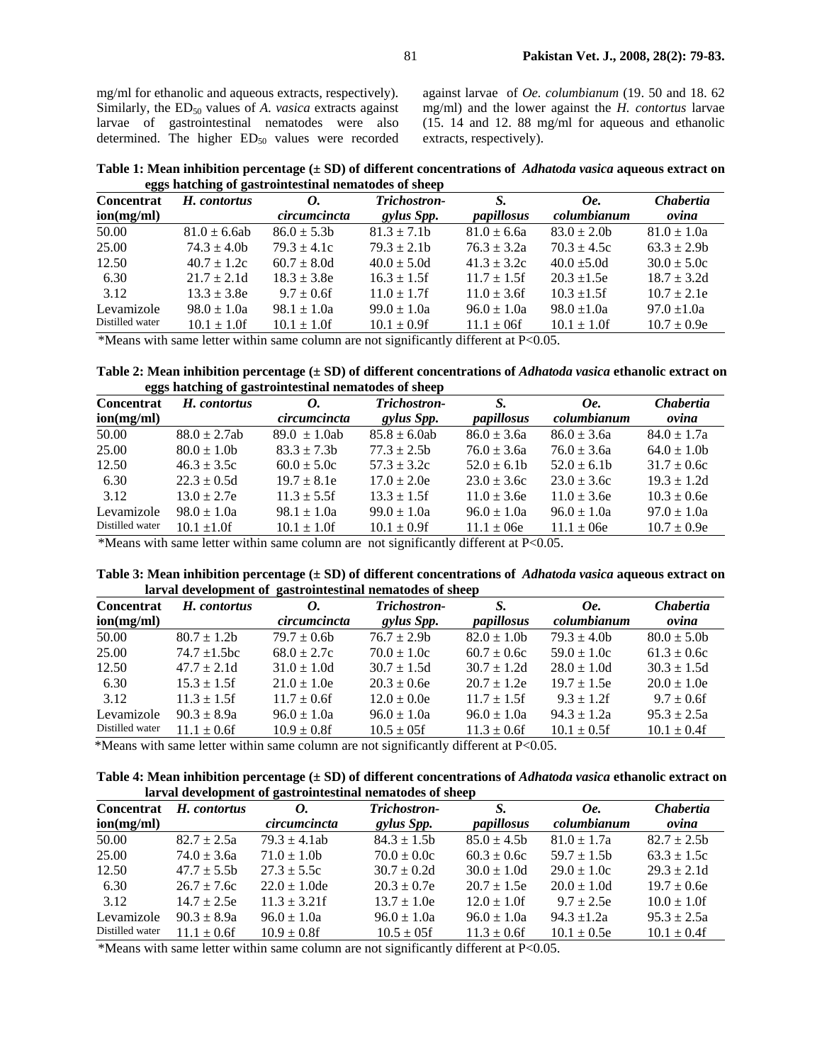mg/ml for ethanolic and aqueous extracts, respectively). Similarly, the $ED_{50}$ values of *A. vasica* extracts against larvae of gastrointestinal nematodes were also determined. The higher $ED_{50}$ values were recorded against larvae of *Oe. columbianum* (19. 50 and 18. 62 mg/ml) and the lower against the *H. contortus* larvae (15. 14 and 12. 88 mg/ml for aqueous and ethanolic extracts, respectively).

**Table 1: Mean inhibition percentage (± SD) of different concentrations of *Adhatoda vasica* aqueous extract on eggs hatching of gastrointestinal nematodes of sheep**

| Concentration(mg/ml) | *H. contortus* | *O. circumcincta* | *Trichostrongylus Spp.* | *S. papillosus* | *Oe. columbianum* | *Chabertia ovina* |
|---|---|---|---|---|---|---|
| 50.00 | 81.0 ± 6.6ab | 86.0 ± 5.3b | 81.3 ± 7.1b | 81.0 ± 6.6a | 83.0 ± 2.0b | 81.0 ± 1.0a |
| 25.00 | 74.3 ± 4.0b | 79.3 ± 4.1c | 79.3 ± 2.1b | 76.3 ± 3.2a | 70.3 ± 4.5c | 63.3 ± 2.9b |
| 12.50 | 40.7 ± 1.2c | 60.7 ± 8.0d | 40.0 ± 5.0d | 41.3 ± 3.2c | 40.0 ±5.0d | 30.0 ± 5.0c |
| 6.30 | 21.7 ± 2.1d | 18.3 ± 3.8e | 16.3 ± 1.5f | 11.7 ± 1.5f | 20.3 ±1.5e | 18.7 ± 3.2d |
| 3.12 | 13.3 ± 3.8e | 9.7 ± 0.6f | 11.0 ± 1.7f | 11.0 ± 3.6f | 10.3 ±1.5f | 10.7 ± 2.1e |
| Levamizole | 98.0 ± 1.0a | 98.1 ± 1.0a | 99.0 ± 1.0a | 96.0 ± 1.0a | 98.0 ±1.0a | 97.0 ±1.0a |
| Distilled water | 10.1 ± 1.0f | 10.1 ± 1.0f | 10.1 ± 0.9f | 11.1 ± 06f | 10.1 ± 1.0f | 10.7 ± 0.9e |

*Means with same letter within same column are not significantly different at P<0.05.

**Table 2: Mean inhibition percentage (± SD) of different concentrations of *Adhatoda vasica* ethanolic extract on eggs hatching of gastrointestinal nematodes of sheep**

| Concentration(mg/ml) | *H. contortus* | *O. circumcincta* | *Trichostrongylus Spp.* | *S. papillosus* | *Oe. columbianum* | *Chabertia ovina* |
|---|---|---|---|---|---|---|
| 50.00 | 88.0 ± 2.7ab | 89.0 ± 1.0ab | 85.8 ± 6.0ab | 86.0 ± 3.6a | 86.0 ± 3.6a | 84.0 ± 1.7a |
| 25.00 | 80.0 ± 1.0b | 83.3 ± 7.3b | 77.3 ± 2.5b | 76.0 ± 3.6a | 76.0 ± 3.6a | 64.0 ± 1.0b |
| 12.50 | 46.3 ± 3.5c | 60.0 ± 5.0c | 57.3 ± 3.2c | 52.0 ± 6.1b | 52.0 ± 6.1b | 31.7 ± 0.6c |
| 6.30 | 22.3 ± 0.5d | 19.7 ± 8.1e | 17.0 ± 2.0e | 23.0 ± 3.6c | 23.0 ± 3.6c | 19.3 ± 1.2d |
| 3.12 | 13.0 ± 2.7e | 11.3 ± 5.5f | 13.3 ± 1.5f | 11.0 ± 3.6e | 11.0 ± 3.6e | 10.3 ± 0.6e |
| Levamizole | 98.0 ± 1.0a | 98.1 ± 1.0a | 99.0 ± 1.0a | 96.0 ± 1.0a | 96.0 ± 1.0a | 97.0 ± 1.0a |
| Distilled water | 10.1 ±1.0f | 10.1 ± 1.0f | 10.1 ± 0.9f | 11.1 ± 06e | 11.1 ± 06e | 10.7 ± 0.9e |

*Means with same letter within same column are not significantly different at P<0.05.

**Table 3: Mean inhibition percentage (± SD) of different concentrations of *Adhatoda vasica* aqueous extract on larval development of gastrointestinal nematodes of sheep**

| Concentration(mg/ml) | *H. contortus* | *O. circumcincta* | *Trichostrongylus Spp.* | *S. papillosus* | *Oe. columbianum* | *Chabertia ovina* |
|---|---|---|---|---|---|---|
| 50.00 | 80.7 ± 1.2b | 79.7 ± 0.6b | 76.7 ± 2.9b | 82.0 ± 1.0b | 79.3 ± 4.0b | 80.0 ± 5.0b |
| 25.00 | 74.7 ±1.5bc | 68.0 ± 2.7c | 70.0 ± 1.0c | 60.7 ± 0.6c | 59.0 ± 1.0c | 61.3 ± 0.6c |
| 12.50 | 47.7 ± 2.1d | 31.0 ± 1.0d | 30.7 ± 1.5d | 30.7 ± 1.2d | 28.0 ± 1.0d | 30.3 ± 1.5d |
| 6.30 | 15.3 ± 1.5f | 21.0 ± 1.0e | 20.3 ± 0.6e | 20.7 ± 1.2e | 19.7 ± 1.5e | 20.0 ± 1.0e |
| 3.12 | 11.3 ± 1.5f | 11.7 ± 0.6f | 12.0 ± 0.0e | 11.7 ± 1.5f | 9.3 ± 1.2f | 9.7 ± 0.6f |
| Levamizole | 90.3 ± 8.9a | 96.0 ± 1.0a | 96.0 ± 1.0a | 96.0 ± 1.0a | 94.3 ± 1.2a | 95.3 ± 2.5a |
| Distilled water | 11.1 ± 0.6f | 10.9 ± 0.8f | 10.5 ± 05f | 11.3 ± 0.6f | 10.1 ± 0.5f | 10.1 ± 0.4f |

*Means with same letter within same column are not significantly different at P<0.05.

**Table 4: Mean inhibition percentage (± SD) of different concentrations of *Adhatoda vasica* ethanolic extract on larval development of gastrointestinal nematodes of sheep**

| Concentration(mg/ml) | *H. contortus* | *O. circumcincta* | *Trichostrongylus Spp.* | *S. papillosus* | *Oe. columbianum* | *Chabertia ovina* |
|---|---|---|---|---|---|---|
| 50.00 | 82.7 ± 2.5a | 79.3 ± 4.1ab | 84.3 ± 1.5b | 85.0 ± 4.5b | 81.0 ± 1.7a | 82.7 ± 2.5b |
| 25.00 | 74.0 ± 3.6a | 71.0 ± 1.0b | 70.0 ± 0.0c | 60.3 ± 0.6c | 59.7 ± 1.5b | 63.3 ± 1.5c |
| 12.50 | 47.7 ± 5.5b | 27.3 ± 5.5c | 30.7 ± 0.2d | 30.0 ± 1.0d | 29.0 ± 1.0c | 29.3 ± 2.1d |
| 6.30 | 26.7 ± 7.6c | 22.0 ± 1.0de | 20.3 ± 0.7e | 20.7 ± 1.5e | 20.0 ± 1.0d | 19.7 ± 0.6e |
| 3.12 | 14.7 ± 2.5e | 11.3 ± 3.21f | 13.7 ± 1.0e | 12.0 ± 1.0f | 9.7 ± 2.5e | 10.0 ± 1.0f |
| Levamizole | 90.3 ± 8.9a | 96.0 ± 1.0a | 96.0 ± 1.0a | 96.0 ± 1.0a | 94.3 ±1.2a | 95.3 ± 2.5a |
| Distilled water | 11.1 ± 0.6f | 10.9 ± 0.8f | 10.5 ± 05f | 11.3 ± 0.6f | 10.1 ± 0.5e | 10.1 ± 0.4f |

*Means with same letter within same column are not significantly different at P<0.05.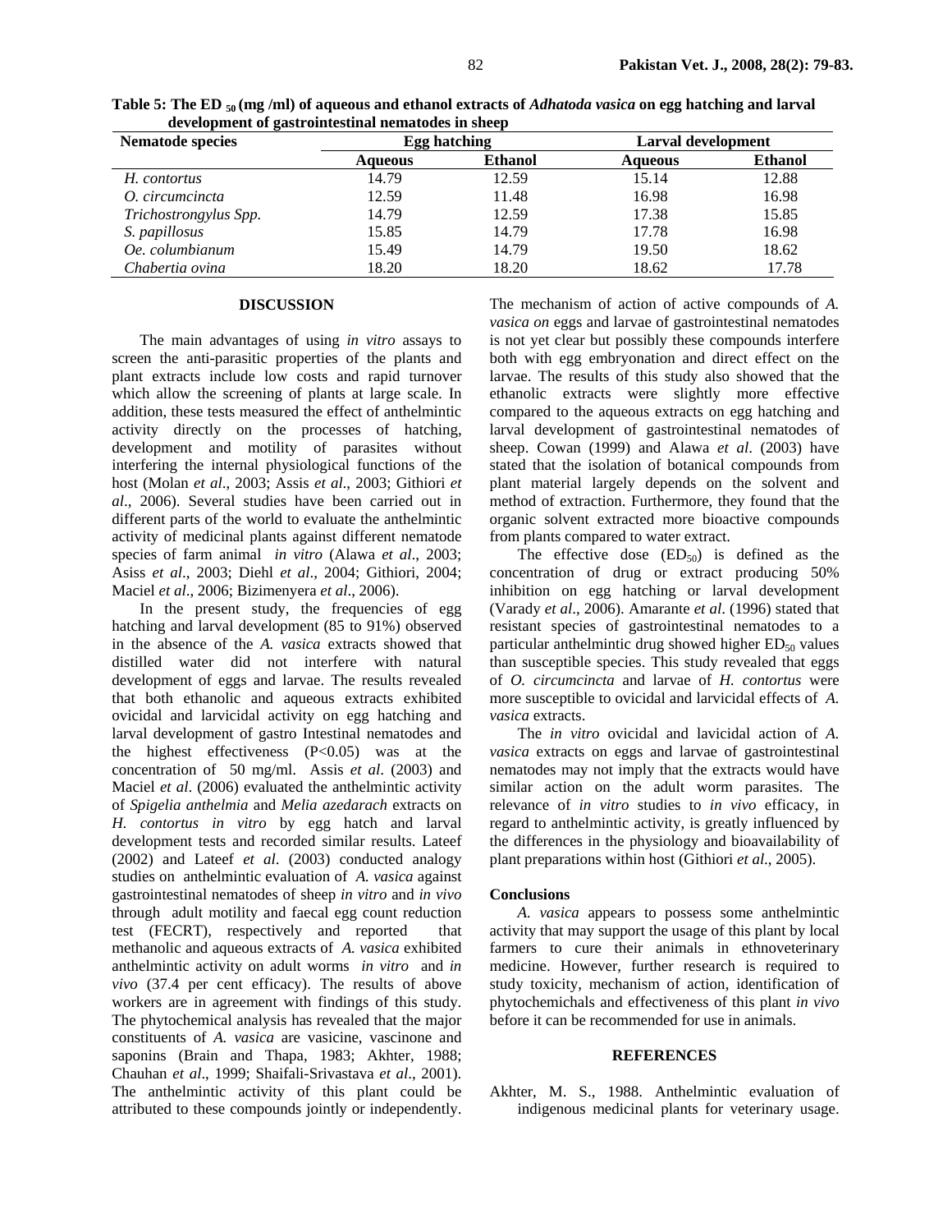**Table 5: The $ED_{50}$ (mg /ml) of aqueous and ethanol extracts of *Adhatoda vasica* on egg hatching and larval development of gastrointestinal nematodes in sheep**

| Nematode species | Egg hatching | | Larval development | |
|---|---|---|---|---|
| | Aqueous | Ethanol | Aqueous | Ethanol |
| *H. contortus* | 14.79 | 12.59 | 15.14 | 12.88 |
| *O. circumcincta* | 12.59 | 11.48 | 16.98 | 16.98 |
| *Trichostrongylus Spp.* | 14.79 | 12.59 | 17.38 | 15.85 |
| *S. papillosus* | 15.85 | 14.79 | 17.78 | 16.98 |
| *Oe. columbianum* | 15.49 | 14.79 | 19.50 | 18.62 |
| *Chabertia ovina* | 18.20 | 18.20 | 18.62 | 17.78 |

## DISCUSSION

The main advantages of using *in vitro* assays to screen the anti-parasitic properties of the plants and plant extracts include low costs and rapid turnover which allow the screening of plants at large scale. In addition, these tests measured the effect of anthelmintic activity directly on the processes of hatching, development and motility of parasites without interfering the internal physiological functions of the host (Molan *et al*., 2003; Assis *et al*., 2003; Githiori *et al*., 2006). Several studies have been carried out in different parts of the world to evaluate the anthelmintic activity of medicinal plants against different nematode species of farm animal *in vitro* (Alawa *et al*., 2003; Asiss *et al*., 2003; Diehl *et al*., 2004; Githiori, 2004; Maciel *et al*., 2006; Bizimenyera *et al*., 2006).

In the present study, the frequencies of egg hatching and larval development (85 to 91%) observed in the absence of the *A. vasica* extracts showed that distilled water did not interfere with natural development of eggs and larvae. The results revealed that both ethanolic and aqueous extracts exhibited ovicidal and larvicidal activity on egg hatching and larval development of gastro Intestinal nematodes and the highest effectiveness ($P<0.05$) was at the concentration of 50 mg/ml. Assis *et al*. (2003) and Maciel *et al*. (2006) evaluated the anthelmintic activity of *Spigelia anthelmia* and *Melia azedarach* extracts on *H. contortus in vitro* by egg hatch and larval development tests and recorded similar results. Lateef (2002) and Lateef *et al*. (2003) conducted analogy studies on anthelmintic evaluation of *A. vasica* against gastrointestinal nematodes of sheep *in vitro* and *in vivo* through adult motility and faecal egg count reduction test (FECRT), respectively and reported that methanolic and aqueous extracts of *A. vasica* exhibited anthelmintic activity on adult worms *in vitro* and *in vivo* (37.4 per cent efficacy). The results of above workers are in agreement with findings of this study. The phytochemical analysis has revealed that the major constituents of *A. vasica* are vasicine, vascinone and saponins (Brain and Thapa, 1983; Akhter, 1988; Chauhan *et al*., 1999; Shaifali-Srivastava *et al*., 2001). The anthelmintic activity of this plant could be attributed to these compounds jointly or independently. The mechanism of action of active compounds of *A. vasica on* eggs and larvae of gastrointestinal nematodes is not yet clear but possibly these compounds interfere both with egg embryonation and direct effect on the larvae. The results of this study also showed that the ethanolic extracts were slightly more effective compared to the aqueous extracts on egg hatching and larval development of gastrointestinal nematodes of sheep. Cowan (1999) and Alawa *et al*. (2003) have stated that the isolation of botanical compounds from plant material largely depends on the solvent and method of extraction. Furthermore, they found that the organic solvent extracted more bioactive compounds from plants compared to water extract.

The effective dose ($ED_{50}$) is defined as the concentration of drug or extract producing 50% inhibition on egg hatching or larval development (Varady *et al*., 2006). Amarante *et al*. (1996) stated that resistant species of gastrointestinal nematodes to a particular anthelmintic drug showed higher $ED_{50}$ values than susceptible species. This study revealed that eggs of *O. circumcincta* and larvae of *H. contortus* were more susceptible to ovicidal and larvicidal effects of *A. vasica* extracts.

The *in vitro* ovicidal and lavicidal action of *A. vasica* extracts on eggs and larvae of gastrointestinal nematodes may not imply that the extracts would have similar action on the adult worm parasites. The relevance of *in vitro* studies to *in vivo* efficacy, in regard to anthelmintic activity, is greatly influenced by the differences in the physiology and bioavailability of plant preparations within host (Githiori *et al*., 2005).

### Conclusions

*A. vasica* appears to possess some anthelmintic activity that may support the usage of this plant by local farmers to cure their animals in ethnoveterinary medicine. However, further research is required to study toxicity, mechanism of action, identification of phytochemichals and effectiveness of this plant *in vivo* before it can be recommended for use in animals.

## REFERENCES

Akhter, M. S., 1988. Anthelmintic evaluation of indigenous medicinal plants for veterinary usage.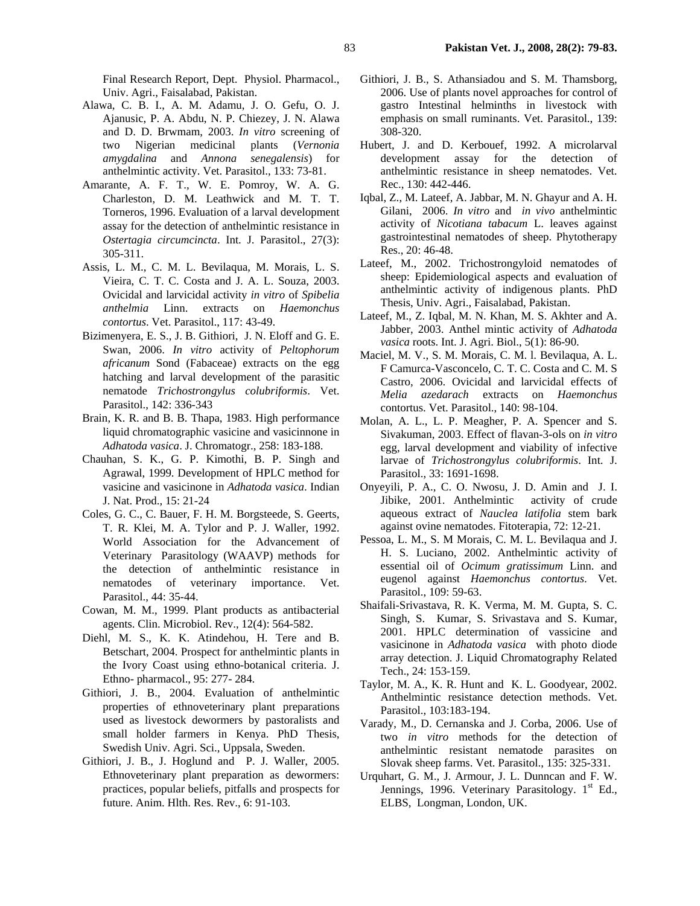Final Research Report, Dept. Physiol. Pharmacol., Univ. Agri., Faisalabad, Pakistan.

Alawa, C. B. I., A. M. Adamu, J. O. Gefu, O. J. Ajanusic, P. A. Abdu, N. P. Chiezey, J. N. Alawa and D. D. Brwmam, 2003. *In vitro* screening of two Nigerian medicinal plants (*Vernonia amygdalina* and *Annona senegalensis*) for anthelmintic activity. Vet. Parasitol., 133: 73-81.

Amarante, A. F. T., W. E. Pomroy, W. A. G. Charleston, D. M. Leathwick and M. T. T. Torneros, 1996. Evaluation of a larval development assay for the detection of anthelmintic resistance in *Ostertagia circumcincta*. Int. J. Parasitol., 27(3): 305-311.

Assis, L. M., C. M. L. Bevilaqua, M. Morais, L. S. Vieira, C. T. C. Costa and J. A. L. Souza, 2003. Ovicidal and larvicidal activity *in vitro* of *Spibelia anthelmia* Linn. extracts on *Haemonchus contortus*. Vet. Parasitol., 117: 43-49.

Bizimenyera, E. S., J. B. Githiori, J. N. Eloff and G. E. Swan, 2006. *In vitro* activity of *Peltophorum africanum* Sond (Fabaceae) extracts on the egg hatching and larval development of the parasitic nematode *Trichostrongylus colubriformis*. Vet. Parasitol., 142: 336-343

Brain, K. R. and B. B. Thapa, 1983. High performance liquid chromatographic vasicine and vasicinnone in *Adhatoda vasica*. J. Chromatogr., 258: 183-188.

Chauhan, S. K., G. P. Kimothi, B. P. Singh and Agrawal, 1999. Development of HPLC method for vasicine and vasicinone in *Adhatoda vasica*. Indian J. Nat. Prod., 15: 21-24

Coles, G. C., C. Bauer, F. H. M. Borgsteede, S. Geerts, T. R. Klei, M. A. Tylor and P. J. Waller, 1992. World Association for the Advancement of Veterinary Parasitology (WAAVP) methods for the detection of anthelmintic resistance in nematodes of veterinary importance. Vet. Parasitol., 44: 35-44.

Cowan, M. M., 1999. Plant products as antibacterial agents. Clin. Microbiol. Rev., 12(4): 564-582.

Diehl, M. S., K. K. Atindehou, H. Tere and B. Betschart, 2004. Prospect for anthelmintic plants in the Ivory Coast using ethno-botanical criteria. J. Ethno- pharmacol., 95: 277- 284.

Githiori, J. B., 2004. Evaluation of anthelmintic properties of ethnoveterinary plant preparations used as livestock dewormers by pastoralists and small holder farmers in Kenya. PhD Thesis, Swedish Univ. Agri. Sci., Uppsala, Sweden.

Githiori, J. B., J. Hoglund and P. J. Waller, 2005. Ethnoveterinary plant preparation as dewormers: practices, popular beliefs, pitfalls and prospects for future. Anim. Hlth. Res. Rev., 6: 91-103.

Githiori, J. B., S. Athansiadou and S. M. Thamsborg, 2006. Use of plants novel approaches for control of gastro Intestinal helminths in livestock with emphasis on small ruminants. Vet. Parasitol., 139: 308-320.

Hubert, J. and D. Kerbouef, 1992. A microlarval development assay for the detection of anthelmintic resistance in sheep nematodes. Vet. Rec., 130: 442-446.

Iqbal, Z., M. Lateef, A. Jabbar, M. N. Ghayur and A. H. Gilani, 2006. *In vitro* and *in vivo* anthelmintic activity of *Nicotiana tabacum* L. leaves against gastrointestinal nematodes of sheep. Phytotherapy Res., 20: 46-48.

Lateef, M., 2002. Trichostrongyloid nematodes of sheep: Epidemiological aspects and evaluation of anthelmintic activity of indigenous plants. PhD Thesis, Univ. Agri., Faisalabad, Pakistan.

Lateef, M., Z. Iqbal, M. N. Khan, M. S. Akhter and A. Jabber, 2003. Anthel mintic activity of *Adhatoda vasica* roots. Int. J. Agri. Biol., 5(1): 86-90.

Maciel, M. V., S. M. Morais, C. M. l. Bevilaqua, A. L. F Camurca-Vasconcelo, C. T. C. Costa and C. M. S Castro, 2006. Ovicidal and larvicidal effects of *Melia azedarach* extracts on *Haemonchus* contortus. Vet. Parasitol., 140: 98-104.

Molan, A. L., L. P. Meagher, P. A. Spencer and S. Sivakuman, 2003. Effect of flavan-3-ols on *in vitro* egg, larval development and viability of infective larvae of *Trichostrongylus colubriformis*. Int. J. Parasitol., 33: 1691-1698.

Onyeyili, P. A., C. O. Nwosu, J. D. Amin and J. I. Jibike, 2001. Anthelmintic activity of crude aqueous extract of *Nauclea latifolia* stem bark against ovine nematodes. Fitoterapia, 72: 12-21.

Pessoa, L. M., S. M Morais, C. M. L. Bevilaqua and J. H. S. Luciano, 2002. Anthelmintic activity of essential oil of *Ocimum gratissimum* Linn. and eugenol against *Haemonchus contortus*. Vet. Parasitol., 109: 59-63.

Shaifali-Srivastava, R. K. Verma, M. M. Gupta, S. C. Singh, S. Kumar, S. Srivastava and S. Kumar, 2001. HPLC determination of vassicine and vasicinone in *Adhatoda vasica* with photo diode array detection. J. Liquid Chromatography Related Tech., 24: 153-159.

Taylor, M. A., K. R. Hunt and K. L. Goodyear, 2002. Anthelmintic resistance detection methods. Vet. Parasitol., 103:183-194.

Varady, M., D. Cernanska and J. Corba, 2006. Use of two *in vitro* methods for the detection of anthelmintic resistant nematode parasites on Slovak sheep farms. Vet. Parasitol., 135: 325-331.

Urquhart, G. M., J. Armour, J. L. Dunncan and F. W. Jennings, 1996. Veterinary Parasitology. 1st Ed., ELBS, Longman, London, UK.